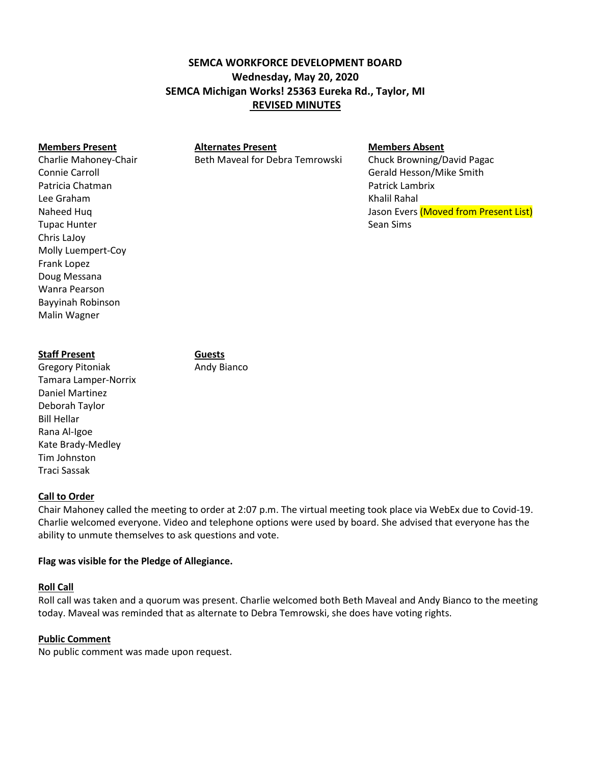# SEMCA WORKFORCE DEVELOPMENT BOARD
## Wednesday, May 20, 2020
## SEMCA Michigan Works! 25363 Eureka Rd., Taylor, MI
## REVISED MINUTES

| Members Present | Alternates Present | Members Absent |
|---|---|---|
| Charlie Mahoney-Chair | Beth Maveal for Debra Temrowski | Chuck Browning/David Pagac |
| Connie Carroll | | Gerald Hesson/Mike Smith |
| Patricia Chatman | | Patrick Lambrix |
| Lee Graham | | Khalil Rahal |
| Naheed Huq | | Jason Evers (Moved from Present List) |
| Tupac Hunter | | Sean Sims |
| Chris LaJoy | | |
| Molly Luempert-Coy | | |
| Frank Lopez | | |
| Doug Messana | | |
| Wanra Pearson | | |
| Bayyinah Robinson | | |
| Malin Wagner | | |

| Staff Present | Guests |
|---|---|
| Gregory Pitoniak | Andy Bianco |
| Tamara Lamper-Norrix | |
| Daniel Martinez | |
| Deborah Taylor | |
| Bill Hellar | |
| Rana Al-Igoe | |
| Kate Brady-Medley | |
| Tim Johnston | |
| Traci Sassak | |

**Call to Order**

Chair Mahoney called the meeting to order at 2:07 p.m. The virtual meeting took place via WebEx due to Covid-19. Charlie welcomed everyone. Video and telephone options were used by board. She advised that everyone has the ability to unmute themselves to ask questions and vote.

**Flag was visible for the Pledge of Allegiance.**

**Roll Call**

Roll call was taken and a quorum was present. Charlie welcomed both Beth Maveal and Andy Bianco to the meeting today. Maveal was reminded that as alternate to Debra Temrowski, she does have voting rights.

**Public Comment**

No public comment was made upon request.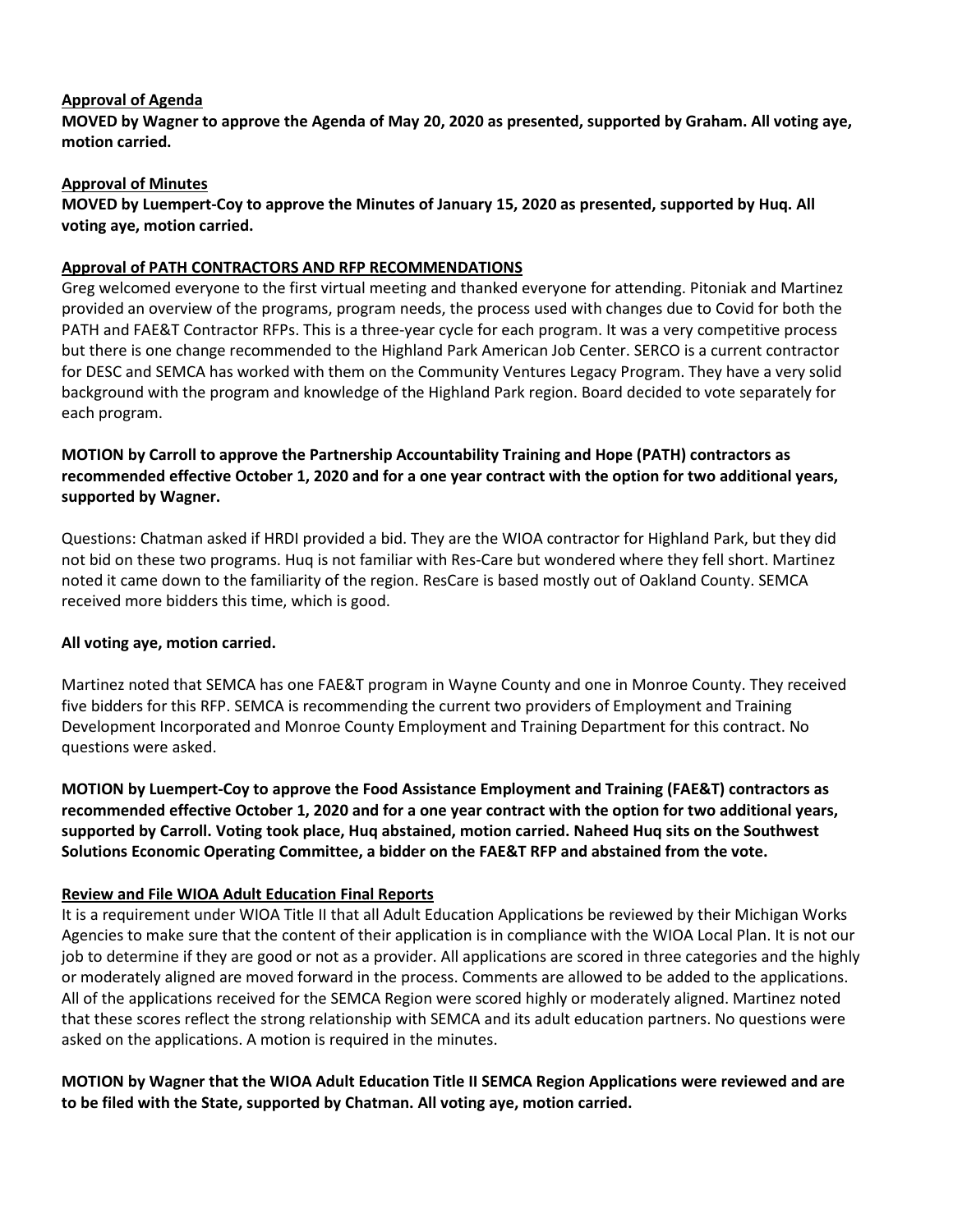**Approval of Agenda**

**MOVED by Wagner to approve the Agenda of May 20, 2020 as presented, supported by Graham. All voting aye, motion carried.**

**Approval of Minutes**

**MOVED by Luempert-Coy to approve the Minutes of January 15, 2020 as presented, supported by Huq. All voting aye, motion carried.**

**Approval of PATH CONTRACTORS AND RFP RECOMMENDATIONS**

Greg welcomed everyone to the first virtual meeting and thanked everyone for attending. Pitoniak and Martinez provided an overview of the programs, program needs, the process used with changes due to Covid for both the PATH and FAE&T Contractor RFPs. This is a three-year cycle for each program. It was a very competitive process but there is one change recommended to the Highland Park American Job Center. SERCO is a current contractor for DESC and SEMCA has worked with them on the Community Ventures Legacy Program. They have a very solid background with the program and knowledge of the Highland Park region. Board decided to vote separately for each program.

**MOTION by Carroll to approve the Partnership Accountability Training and Hope (PATH) contractors as recommended effective October 1, 2020 and for a one year contract with the option for two additional years, supported by Wagner.**

Questions: Chatman asked if HRDI provided a bid. They are the WIOA contractor for Highland Park, but they did not bid on these two programs. Huq is not familiar with Res-Care but wondered where they fell short. Martinez noted it came down to the familiarity of the region. ResCare is based mostly out of Oakland County. SEMCA received more bidders this time, which is good.

**All voting aye, motion carried.**

Martinez noted that SEMCA has one FAE&T program in Wayne County and one in Monroe County. They received five bidders for this RFP. SEMCA is recommending the current two providers of Employment and Training Development Incorporated and Monroe County Employment and Training Department for this contract. No questions were asked.

**MOTION by Luempert-Coy to approve the Food Assistance Employment and Training (FAE&T) contractors as recommended effective October 1, 2020 and for a one year contract with the option for two additional years, supported by Carroll. Voting took place, Huq abstained, motion carried. Naheed Huq sits on the Southwest Solutions Economic Operating Committee, a bidder on the FAE&T RFP and abstained from the vote.**

**Review and File WIOA Adult Education Final Reports**

It is a requirement under WIOA Title II that all Adult Education Applications be reviewed by their Michigan Works Agencies to make sure that the content of their application is in compliance with the WIOA Local Plan. It is not our job to determine if they are good or not as a provider. All applications are scored in three categories and the highly or moderately aligned are moved forward in the process. Comments are allowed to be added to the applications. All of the applications received for the SEMCA Region were scored highly or moderately aligned. Martinez noted that these scores reflect the strong relationship with SEMCA and its adult education partners. No questions were asked on the applications. A motion is required in the minutes.

**MOTION by Wagner that the WIOA Adult Education Title II SEMCA Region Applications were reviewed and are to be filed with the State, supported by Chatman. All voting aye, motion carried.**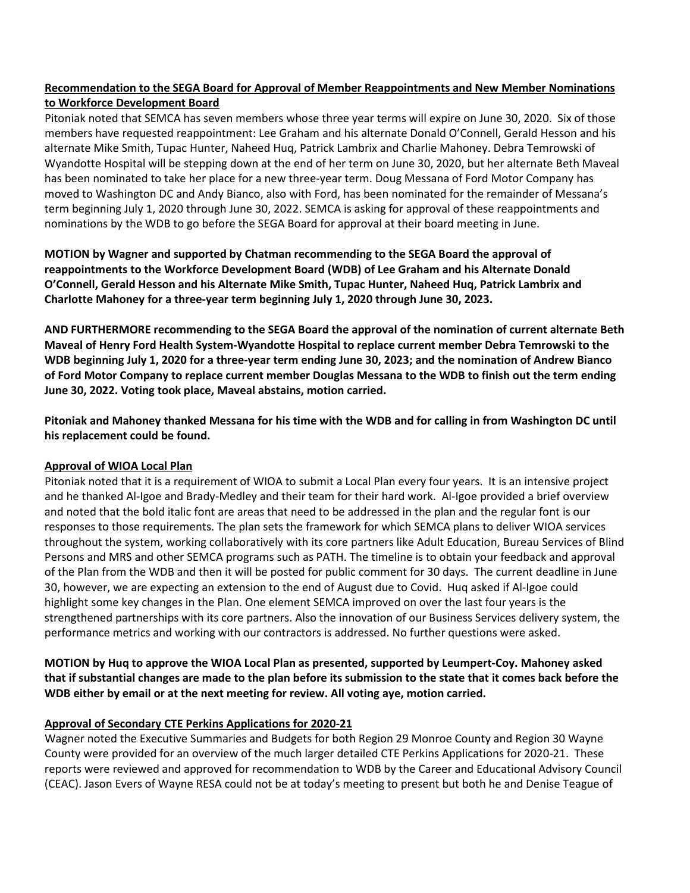**Recommendation to the SEGA Board for Approval of Member Reappointments and New Member Nominations to Workforce Development Board**

Pitoniak noted that SEMCA has seven members whose three year terms will expire on June 30, 2020. Six of those members have requested reappointment: Lee Graham and his alternate Donald O'Connell, Gerald Hesson and his alternate Mike Smith, Tupac Hunter, Naheed Huq, Patrick Lambrix and Charlie Mahoney. Debra Temrowski of Wyandotte Hospital will be stepping down at the end of her term on June 30, 2020, but her alternate Beth Maveal has been nominated to take her place for a new three-year term. Doug Messana of Ford Motor Company has moved to Washington DC and Andy Bianco, also with Ford, has been nominated for the remainder of Messana's term beginning July 1, 2020 through June 30, 2022. SEMCA is asking for approval of these reappointments and nominations by the WDB to go before the SEGA Board for approval at their board meeting in June.

**MOTION by Wagner and supported by Chatman recommending to the SEGA Board the approval of reappointments to the Workforce Development Board (WDB) of Lee Graham and his Alternate Donald O'Connell, Gerald Hesson and his Alternate Mike Smith, Tupac Hunter, Naheed Huq, Patrick Lambrix and Charlotte Mahoney for a three-year term beginning July 1, 2020 through June 30, 2023.**

**AND FURTHERMORE recommending to the SEGA Board the approval of the nomination of current alternate Beth Maveal of Henry Ford Health System-Wyandotte Hospital to replace current member Debra Temrowski to the WDB beginning July 1, 2020 for a three-year term ending June 30, 2023; and the nomination of Andrew Bianco of Ford Motor Company to replace current member Douglas Messana to the WDB to finish out the term ending June 30, 2022. Voting took place, Maveal abstains, motion carried.**

**Pitoniak and Mahoney thanked Messana for his time with the WDB and for calling in from Washington DC until his replacement could be found.**

**Approval of WIOA Local Plan**

Pitoniak noted that it is a requirement of WIOA to submit a Local Plan every four years. It is an intensive project and he thanked Al-Igoe and Brady-Medley and their team for their hard work. Al-Igoe provided a brief overview and noted that the bold italic font are areas that need to be addressed in the plan and the regular font is our responses to those requirements. The plan sets the framework for which SEMCA plans to deliver WIOA services throughout the system, working collaboratively with its core partners like Adult Education, Bureau Services of Blind Persons and MRS and other SEMCA programs such as PATH. The timeline is to obtain your feedback and approval of the Plan from the WDB and then it will be posted for public comment for 30 days. The current deadline in June 30, however, we are expecting an extension to the end of August due to Covid. Huq asked if Al-Igoe could highlight some key changes in the Plan. One element SEMCA improved on over the last four years is the strengthened partnerships with its core partners. Also the innovation of our Business Services delivery system, the performance metrics and working with our contractors is addressed. No further questions were asked.

**MOTION by Huq to approve the WIOA Local Plan as presented, supported by Leumpert-Coy. Mahoney asked that if substantial changes are made to the plan before its submission to the state that it comes back before the WDB either by email or at the next meeting for review. All voting aye, motion carried.**

**Approval of Secondary CTE Perkins Applications for 2020-21**

Wagner noted the Executive Summaries and Budgets for both Region 29 Monroe County and Region 30 Wayne County were provided for an overview of the much larger detailed CTE Perkins Applications for 2020-21. These reports were reviewed and approved for recommendation to WDB by the Career and Educational Advisory Council (CEAC). Jason Evers of Wayne RESA could not be at today's meeting to present but both he and Denise Teague of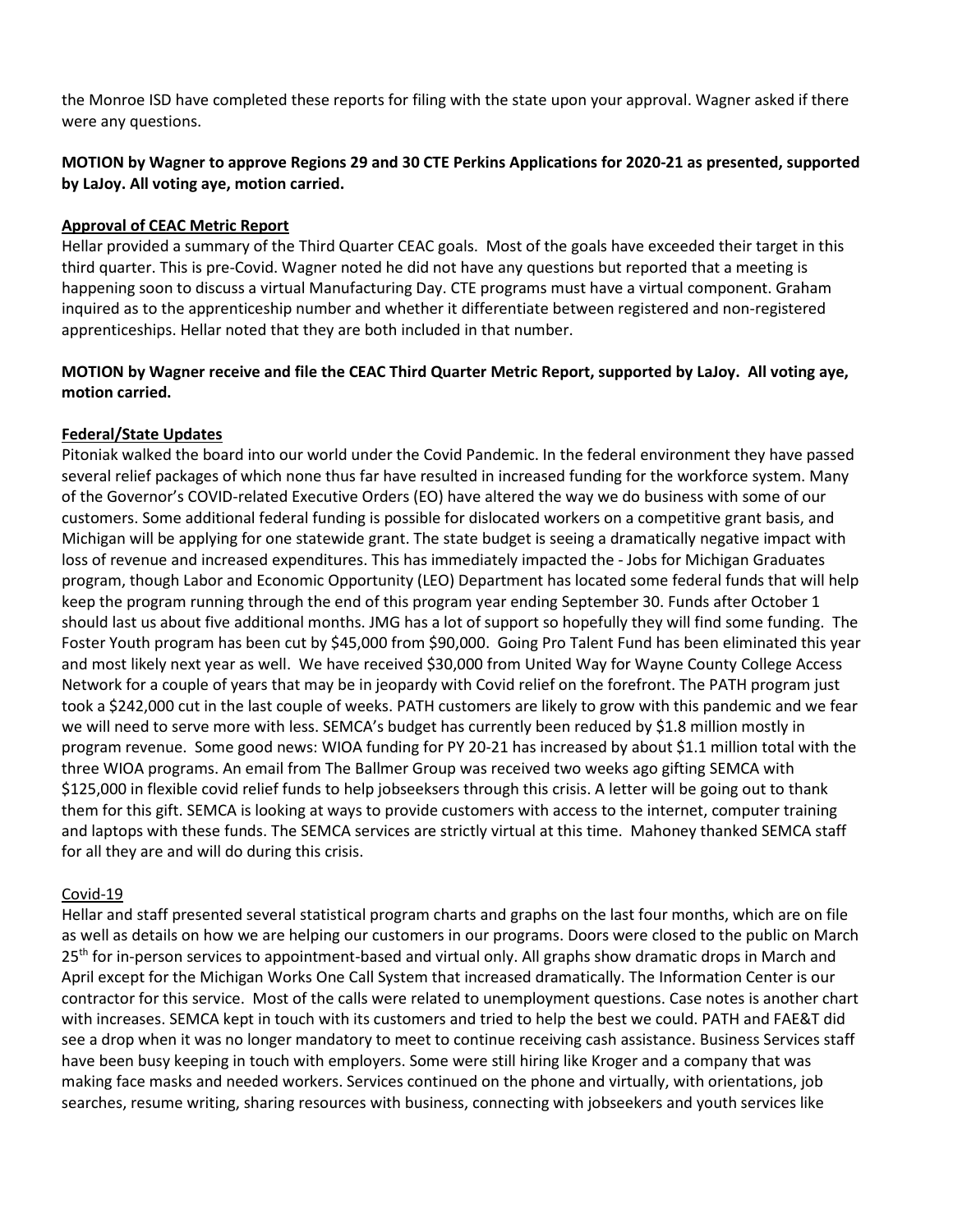the Monroe ISD have completed these reports for filing with the state upon your approval. Wagner asked if there were any questions.

**MOTION by Wagner to approve Regions 29 and 30 CTE Perkins Applications for 2020-21 as presented, supported by LaJoy. All voting aye, motion carried.**

**Approval of CEAC Metric Report**

Hellar provided a summary of the Third Quarter CEAC goals. Most of the goals have exceeded their target in this third quarter. This is pre-Covid. Wagner noted he did not have any questions but reported that a meeting is happening soon to discuss a virtual Manufacturing Day. CTE programs must have a virtual component. Graham inquired as to the apprenticeship number and whether it differentiate between registered and non-registered apprenticeships. Hellar noted that they are both included in that number.

**MOTION by Wagner receive and file the CEAC Third Quarter Metric Report, supported by LaJoy. All voting aye, motion carried.**

**Federal/State Updates**

Pitoniak walked the board into our world under the Covid Pandemic. In the federal environment they have passed several relief packages of which none thus far have resulted in increased funding for the workforce system. Many of the Governor's COVID-related Executive Orders (EO) have altered the way we do business with some of our customers. Some additional federal funding is possible for dislocated workers on a competitive grant basis, and Michigan will be applying for one statewide grant. The state budget is seeing a dramatically negative impact with loss of revenue and increased expenditures. This has immediately impacted the - Jobs for Michigan Graduates program, though Labor and Economic Opportunity (LEO) Department has located some federal funds that will help keep the program running through the end of this program year ending September 30. Funds after October 1 should last us about five additional months. JMG has a lot of support so hopefully they will find some funding. The Foster Youth program has been cut by $45,000 from $90,000. Going Pro Talent Fund has been eliminated this year and most likely next year as well. We have received $30,000 from United Way for Wayne County College Access Network for a couple of years that may be in jeopardy with Covid relief on the forefront. The PATH program just took a $242,000 cut in the last couple of weeks. PATH customers are likely to grow with this pandemic and we fear we will need to serve more with less. SEMCA's budget has currently been reduced by $1.8 million mostly in program revenue. Some good news: WIOA funding for PY 20-21 has increased by about $1.1 million total with the three WIOA programs. An email from The Ballmer Group was received two weeks ago gifting SEMCA with $125,000 in flexible covid relief funds to help jobseeksers through this crisis. A letter will be going out to thank them for this gift. SEMCA is looking at ways to provide customers with access to the internet, computer training and laptops with these funds. The SEMCA services are strictly virtual at this time. Mahoney thanked SEMCA staff for all they are and will do during this crisis.

Covid-19

Hellar and staff presented several statistical program charts and graphs on the last four months, which are on file as well as details on how we are helping our customers in our programs. Doors were closed to the public on March 25th for in-person services to appointment-based and virtual only. All graphs show dramatic drops in March and April except for the Michigan Works One Call System that increased dramatically. The Information Center is our contractor for this service. Most of the calls were related to unemployment questions. Case notes is another chart with increases. SEMCA kept in touch with its customers and tried to help the best we could. PATH and FAE&T did see a drop when it was no longer mandatory to meet to continue receiving cash assistance. Business Services staff have been busy keeping in touch with employers. Some were still hiring like Kroger and a company that was making face masks and needed workers. Services continued on the phone and virtually, with orientations, job searches, resume writing, sharing resources with business, connecting with jobseekers and youth services like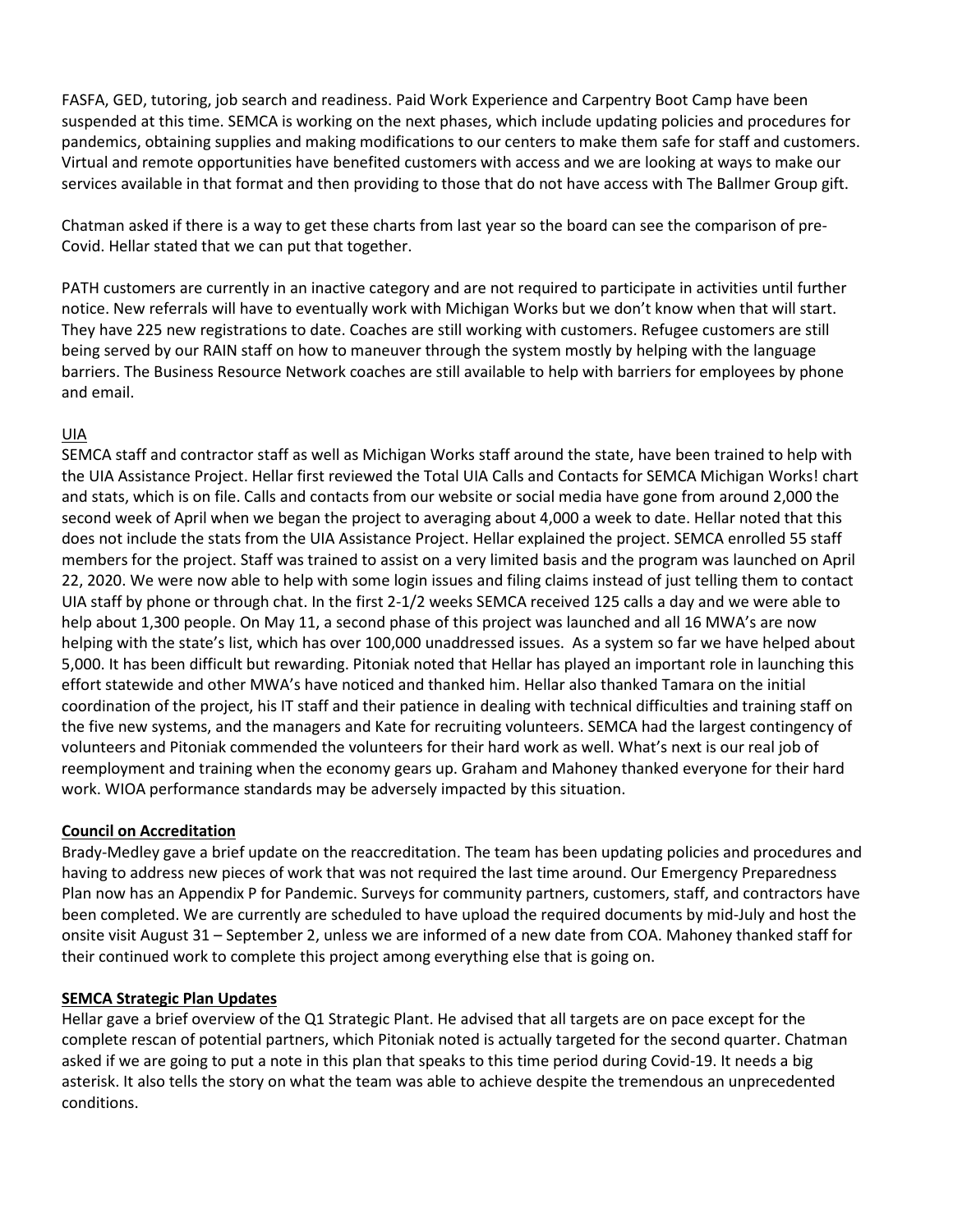FASFA, GED, tutoring, job search and readiness. Paid Work Experience and Carpentry Boot Camp have been suspended at this time. SEMCA is working on the next phases, which include updating policies and procedures for pandemics, obtaining supplies and making modifications to our centers to make them safe for staff and customers. Virtual and remote opportunities have benefited customers with access and we are looking at ways to make our services available in that format and then providing to those that do not have access with The Ballmer Group gift.

Chatman asked if there is a way to get these charts from last year so the board can see the comparison of pre-Covid. Hellar stated that we can put that together.

PATH customers are currently in an inactive category and are not required to participate in activities until further notice. New referrals will have to eventually work with Michigan Works but we don't know when that will start. They have 225 new registrations to date. Coaches are still working with customers. Refugee customers are still being served by our RAIN staff on how to maneuver through the system mostly by helping with the language barriers. The Business Resource Network coaches are still available to help with barriers for employees by phone and email.

UIA

SEMCA staff and contractor staff as well as Michigan Works staff around the state, have been trained to help with the UIA Assistance Project. Hellar first reviewed the Total UIA Calls and Contacts for SEMCA Michigan Works! chart and stats, which is on file. Calls and contacts from our website or social media have gone from around 2,000 the second week of April when we began the project to averaging about 4,000 a week to date. Hellar noted that this does not include the stats from the UIA Assistance Project. Hellar explained the project. SEMCA enrolled 55 staff members for the project. Staff was trained to assist on a very limited basis and the program was launched on April 22, 2020. We were now able to help with some login issues and filing claims instead of just telling them to contact UIA staff by phone or through chat. In the first 2-1/2 weeks SEMCA received 125 calls a day and we were able to help about 1,300 people. On May 11, a second phase of this project was launched and all 16 MWA's are now helping with the state's list, which has over 100,000 unaddressed issues. As a system so far we have helped about 5,000. It has been difficult but rewarding. Pitoniak noted that Hellar has played an important role in launching this effort statewide and other MWA's have noticed and thanked him. Hellar also thanked Tamara on the initial coordination of the project, his IT staff and their patience in dealing with technical difficulties and training staff on the five new systems, and the managers and Kate for recruiting volunteers. SEMCA had the largest contingency of volunteers and Pitoniak commended the volunteers for their hard work as well. What's next is our real job of reemployment and training when the economy gears up. Graham and Mahoney thanked everyone for their hard work. WIOA performance standards may be adversely impacted by this situation.

**Council on Accreditation**

Brady-Medley gave a brief update on the reaccreditation. The team has been updating policies and procedures and having to address new pieces of work that was not required the last time around. Our Emergency Preparedness Plan now has an Appendix P for Pandemic. Surveys for community partners, customers, staff, and contractors have been completed. We are currently are scheduled to have upload the required documents by mid-July and host the onsite visit August 31 – September 2, unless we are informed of a new date from COA. Mahoney thanked staff for their continued work to complete this project among everything else that is going on.

**SEMCA Strategic Plan Updates**

Hellar gave a brief overview of the Q1 Strategic Plant. He advised that all targets are on pace except for the complete rescan of potential partners, which Pitoniak noted is actually targeted for the second quarter. Chatman asked if we are going to put a note in this plan that speaks to this time period during Covid-19. It needs a big asterisk. It also tells the story on what the team was able to achieve despite the tremendous an unprecedented conditions.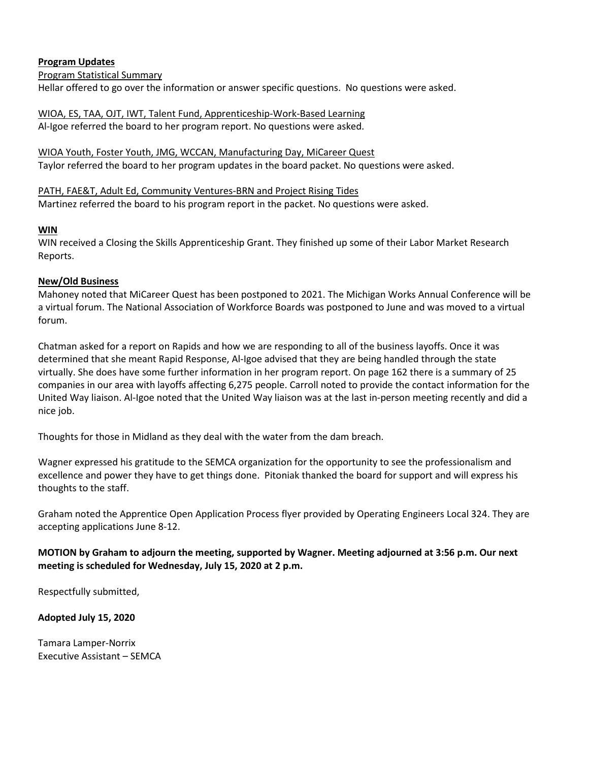**Program Updates**

Program Statistical Summary

Hellar offered to go over the information or answer specific questions. No questions were asked.

WIOA, ES, TAA, OJT, IWT, Talent Fund, Apprenticeship-Work-Based Learning

Al-Igoe referred the board to her program report. No questions were asked.

WIOA Youth, Foster Youth, JMG, WCCAN, Manufacturing Day, MiCareer Quest

Taylor referred the board to her program updates in the board packet. No questions were asked.

PATH, FAE&T, Adult Ed, Community Ventures-BRN and Project Rising Tides

Martinez referred the board to his program report in the packet. No questions were asked.

**WIN**

WIN received a Closing the Skills Apprenticeship Grant. They finished up some of their Labor Market Research Reports.

**New/Old Business**

Mahoney noted that MiCareer Quest has been postponed to 2021. The Michigan Works Annual Conference will be a virtual forum. The National Association of Workforce Boards was postponed to June and was moved to a virtual forum.

Chatman asked for a report on Rapids and how we are responding to all of the business layoffs. Once it was determined that she meant Rapid Response, Al-Igoe advised that they are being handled through the state virtually. She does have some further information in her program report. On page 162 there is a summary of 25 companies in our area with layoffs affecting 6,275 people. Carroll noted to provide the contact information for the United Way liaison. Al-Igoe noted that the United Way liaison was at the last in-person meeting recently and did a nice job.

Thoughts for those in Midland as they deal with the water from the dam breach.

Wagner expressed his gratitude to the SEMCA organization for the opportunity to see the professionalism and excellence and power they have to get things done. Pitoniak thanked the board for support and will express his thoughts to the staff.

Graham noted the Apprentice Open Application Process flyer provided by Operating Engineers Local 324. They are accepting applications June 8-12.

**MOTION by Graham to adjourn the meeting, supported by Wagner. Meeting adjourned at 3:56 p.m. Our next meeting is scheduled for Wednesday, July 15, 2020 at 2 p.m.**

Respectfully submitted,

**Adopted July 15, 2020**

Tamara Lamper-Norrix
Executive Assistant – SEMCA